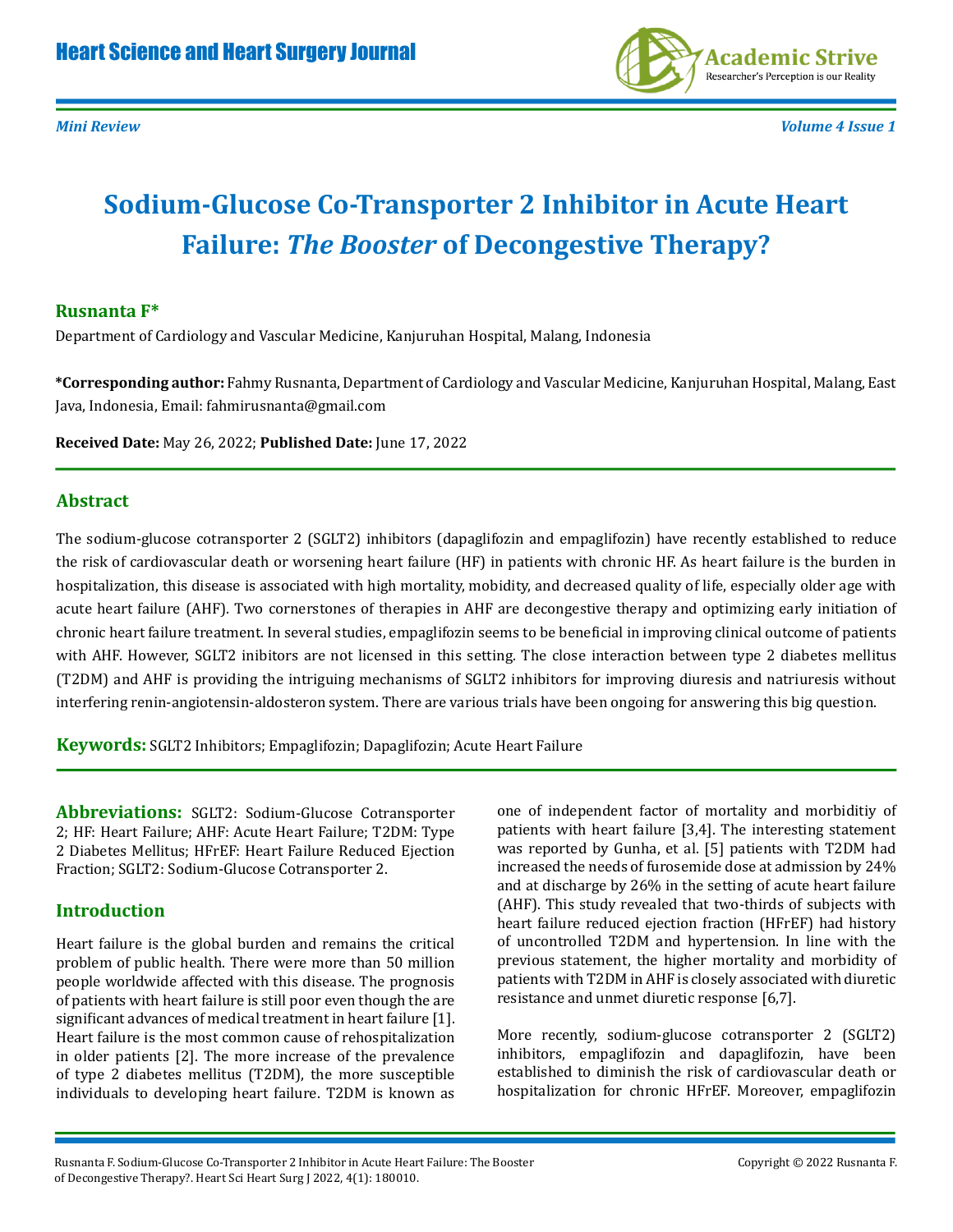*Mini Review*

# Sodium-Glucose Co-Transporter 2 Inhibitor in Acute Heart Failure: *The Booster* of Decongestive Therapy?

**Rusnanta F***

Department of Cardiology and Vascular Medicine, Kanjuruhan Hospital, Malang, Indonesia

***Corresponding author:** Fahmy Rusnanta, Department of Cardiology and Vascular Medicine, Kanjuruhan Hospital, Malang, East Java, Indonesia, Email: fahmirusnanta@gmail.com

**Received Date:** May 26, 2022; **Published Date:** June 17, 2022

## Abstract

The sodium-glucose cotransporter 2 (SGLT2) inhibitors (dapaglifozin and empaglifozin) have recently established to reduce the risk of cardiovascular death or worsening heart failure (HF) in patients with chronic HF. As heart failure is the burden in hospitalization, this disease is associated with high mortality, mobidity, and decreased quality of life, especially older age with acute heart failure (AHF). Two cornerstones of therapies in AHF are decongestive therapy and optimizing early initiation of chronic heart failure treatment. In several studies, empaglifozin seems to be beneficial in improving clinical outcome of patients with AHF. However, SGLT2 inibitors are not licensed in this setting. The close interaction between type 2 diabetes mellitus (T2DM) and AHF is providing the intriguing mechanisms of SGLT2 inhibitors for improving diuresis and natriuresis without interfering renin-angiotensin-aldosteron system. There are various trials have been ongoing for answering this big question.

**Keywords:** SGLT2 Inhibitors; Empaglifozin; Dapaglifozin; Acute Heart Failure

**Abbreviations:** SGLT2: Sodium-Glucose Cotransporter 2; HF: Heart Failure; AHF: Acute Heart Failure; T2DM: Type 2 Diabetes Mellitus; HFrEF: Heart Failure Reduced Ejection Fraction; SGLT2: Sodium-Glucose Cotransporter 2.

## Introduction

Heart failure is the global burden and remains the critical problem of public health. There were more than 50 million people worldwide affected with this disease. The prognosis of patients with heart failure is still poor even though the are significant advances of medical treatment in heart failure [1]. Heart failure is the most common cause of rehospitalization in older patients [2]. The more increase of the prevalence of type 2 diabetes mellitus (T2DM), the more susceptible individuals to developing heart failure. T2DM is known as one of independent factor of mortality and morbiditiy of patients with heart failure [3,4]. The interesting statement was reported by Gunha, et al. [5] patients with T2DM had increased the needs of furosemide dose at admission by 24% and at discharge by 26% in the setting of acute heart failure (AHF). This study revealed that two-thirds of subjects with heart failure reduced ejection fraction (HFrEF) had history of uncontrolled T2DM and hypertension. In line with the previous statement, the higher mortality and morbidity of patients with T2DM in AHF is closely associated with diuretic resistance and unmet diuretic response [6,7].

More recently, sodium-glucose cotransporter 2 (SGLT2) inhibitors, empaglifozin and dapaglifozin, have been established to diminish the risk of cardiovascular death or hospitalization for chronic HFrEF. Moreover, empaglifozin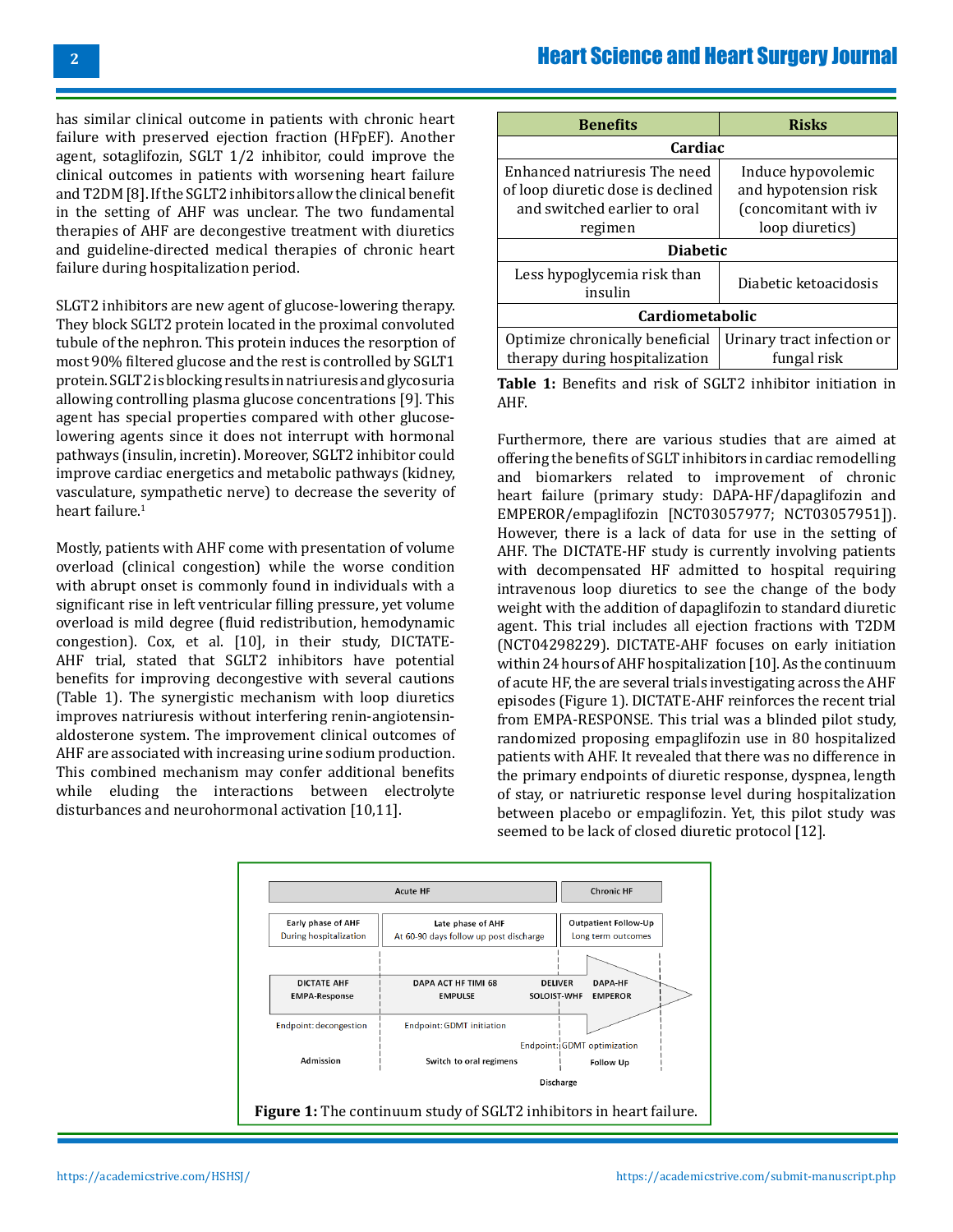has similar clinical outcome in patients with chronic heart failure with preserved ejection fraction (HFpEF). Another agent, sotaglifozin, SGLT 1/2 inhibitor, could improve the clinical outcomes in patients with worsening heart failure and T2DM [8]. If the SGLT2 inhibitors allow the clinical benefit in the setting of AHF was unclear. The two fundamental therapies of AHF are decongestive treatment with diuretics and guideline-directed medical therapies of chronic heart failure during hospitalization period.

SLGT2 inhibitors are new agent of glucose-lowering therapy. They block SGLT2 protein located in the proximal convoluted tubule of the nephron. This protein induces the resorption of most 90% filtered glucose and the rest is controlled by SGLT1 protein. SGLT2 is blocking results in natriuresis and glycosuria allowing controlling plasma glucose concentrations [9]. This agent has special properties compared with other glucose-lowering agents since it does not interrupt with hormonal pathways (insulin, incretin). Moreover, SGLT2 inhibitor could improve cardiac energetics and metabolic pathways (kidney, vasculature, sympathetic nerve) to decrease the severity of heart failure.[1]

Mostly, patients with AHF come with presentation of volume overload (clinical congestion) while the worse condition with abrupt onset is commonly found in individuals with a significant rise in left ventricular filling pressure, yet volume overload is mild degree (fluid redistribution, hemodynamic congestion). Cox, et al. [10], in their study, DICTATE-AHF trial, stated that SGLT2 inhibitors have potential benefits for improving decongestive with several cautions (Table 1). The synergistic mechanism with loop diuretics improves natriuresis without interfering renin-angiotensin-aldosterone system. The improvement clinical outcomes of AHF are associated with increasing urine sodium production. This combined mechanism may confer additional benefits while eluding the interactions between electrolyte disturbances and neurohormonal activation [10,11].

| Benefits | Risks |
|---|---|
| **Cardiac** | |
| Enhanced natriuresis The need of loop diuretic dose is declined and switched earlier to oral regimen | Induce hypovolemic and hypotension risk (concomitant with iv loop diuretics) |
| **Diabetic** | |
| Less hypoglycemia risk than insulin | Diabetic ketoacidosis |
| **Cardiometabolic** | |
| Optimize chronically beneficial therapy during hospitalization | Urinary tract infection or fungal risk |

**Table 1:** Benefits and risk of SGLT2 inhibitor initiation in AHF.

Furthermore, there are various studies that are aimed at offering the benefits of SGLT inhibitors in cardiac remodelling and biomarkers related to improvement of chronic heart failure (primary study: DAPA-HF/dapaglifozin and EMPEROR/empaglifozin [NCT03057977; NCT03057951]). However, there is a lack of data for use in the setting of AHF. The DICTATE-HF study is currently involving patients with decompensated HF admitted to hospital requiring intravenous loop diuretics to see the change of the body weight with the addition of dapaglifozin to standard diuretic agent. This trial includes all ejection fractions with T2DM (NCT04298229). DICTATE-AHF focuses on early initiation within 24 hours of AHF hospitalization [10]. As the continuum of acute HF, the are several trials investigating across the AHF episodes (Figure 1). DICTATE-AHF reinforces the recent trial from EMPA-RESPONSE. This trial was a blinded pilot study, randomized proposing empaglifozin use in 80 hospitalized patients with AHF. It revealed that there was no difference in the primary endpoints of diuretic response, dyspnea, length of stay, or natriuretic response level during hospitalization between placebo or empaglifozin. Yet, this pilot study was seemed to be lack of closed diuretic protocol [12].

Acute HF
Chronic HF
Early phase of AHF
During hospitalization
Late phase of AHF
At 60-90 days follow up post discharge
Outpatient Follow-Up
Long term outcomes
DICTATE AHF
EMPA-Response
DAPA ACT HF TIMI 68
EMPULSE
DELIVER
SOLOIST-WHF
DAPA-HF
EMPEROR
Endpoint: decongestion
Endpoint: GDMT initiation
Endpoint: GDMT optimization
Admission
Switch to oral regimens
Follow Up
Discharge

**Figure 1:** The continuum study of SGLT2 inhibitors in heart failure.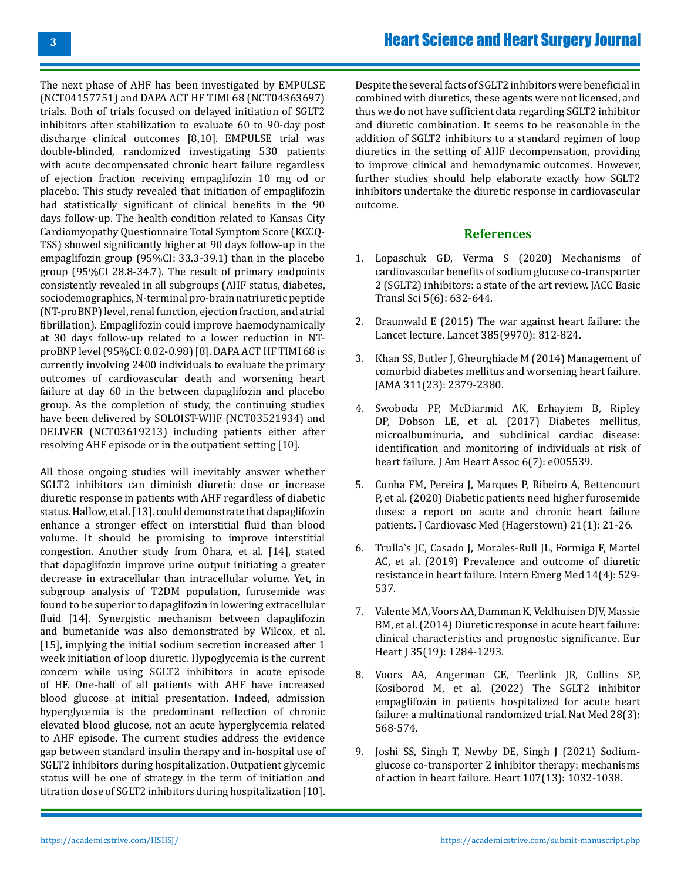The next phase of AHF has been investigated by EMPULSE (NCT04157751) and DAPA ACT HF TIMI 68 (NCT04363697) trials. Both of trials focused on delayed initiation of SGLT2 inhibitors after stabilization to evaluate 60 to 90-day post discharge clinical outcomes [8,10]. EMPULSE trial was double-blinded, randomized investigating 530 patients with acute decompensated chronic heart failure regardless of ejection fraction receiving empagliflozin 10 mg od or placebo. This study revealed that initiation of empagliflozin had statistically significant of clinical benefits in the 90 days follow-up. The health condition related to Kansas City Cardiomyopathy Questionnaire Total Symptom Score (KCCQ-TSS) showed significantly higher at 90 days follow-up in the empagliflozin group (95%CI: 33.3-39.1) than in the placebo group (95%CI 28.8-34.7). The result of primary endpoints consistently revealed in all subgroups (AHF status, diabetes, sociodemographics, N-terminal pro-brain natriuretic peptide (NT-proBNP) level, renal function, ejection fraction, and atrial fibrillation). Empagliflozin could improve haemodynamically at 30 days follow-up related to a lower reduction in NT-proBNP level (95%CI: 0.82-0.98) [8]. DAPA ACT HF TIMI 68 is currently involving 2400 individuals to evaluate the primary outcomes of cardiovascular death and worsening heart failure at day 60 in the between dapagliflozin and placebo group. As the completion of study, the continuing studies have been delivered by SOLOIST-WHF (NCT03521934) and DELIVER (NCT03619213) including patients either after resolving AHF episode or in the outpatient setting [10].

All those ongoing studies will inevitably answer whether SGLT2 inhibitors can diminish diuretic dose or increase diuretic response in patients with AHF regardless of diabetic status. Hallow, et al. [13]. could demonstrate that dapagliflozin enhance a stronger effect on interstitial fluid than blood volume. It should be promising to improve interstitial congestion. Another study from Ohara, et al. [14], stated that dapagliflozin improve urine output initiating a greater decrease in extracellular than intracellular volume. Yet, in subgroup analysis of T2DM population, furosemide was found to be superior to dapagliflozin in lowering extracellular fluid [14]. Synergistic mechanism between dapagliflozin and bumetanide was also demonstrated by Wilcox, et al. [15], implying the initial sodium secretion increased after 1 week initiation of loop diuretic. Hypoglycemia is the current concern while using SGLT2 inhibitors in acute episode of HF. One-half of all patients with AHF have increased blood glucose at initial presentation. Indeed, admission hyperglycemia is the predominant reflection of chronic elevated blood glucose, not an acute hyperglycemia related to AHF episode. The current studies address the evidence gap between standard insulin therapy and in-hospital use of SGLT2 inhibitors during hospitalization. Outpatient glycemic status will be one of strategy in the term of initiation and titration dose of SGLT2 inhibitors during hospitalization [10].

Despite the several facts of SGLT2 inhibitors were beneficial in combined with diuretics, these agents were not licensed, and thus we do not have sufficient data regarding SGLT2 inhibitor and diuretic combination. It seems to be reasonable in the addition of SGLT2 inhibitors to a standard regimen of loop diuretics in the setting of AHF decompensation, providing to improve clinical and hemodynamic outcomes. However, further studies should help elaborate exactly how SGLT2 inhibitors undertake the diuretic response in cardiovascular outcome.

## References

1. Lopaschuk GD, Verma S (2020) Mechanisms of cardiovascular benefits of sodium glucose co-transporter 2 (SGLT2) inhibitors: a state of the art review. JACC Basic Transl Sci 5(6): 632-644.

2. Braunwald E (2015) The war against heart failure: the Lancet lecture. Lancet 385(9970): 812-824.

3. Khan SS, Butler J, Gheorghiade M (2014) Management of comorbid diabetes mellitus and worsening heart failure. JAMA 311(23): 2379-2380.

4. Swoboda PP, McDiarmid AK, Erhayiem B, Ripley DP, Dobson LE, et al. (2017) Diabetes mellitus, microalbuminuria, and subclinical cardiac disease: identification and monitoring of individuals at risk of heart failure. J Am Heart Assoc 6(7): e005539.

5. Cunha FM, Pereira J, Marques P, Ribeiro A, Bettencourt P, et al. (2020) Diabetic patients need higher furosemide doses: a report on acute and chronic heart failure patients. J Cardiovasc Med (Hagerstown) 21(1): 21-26.

6. Trulla`s JC, Casado J, Morales-Rull JL, Formiga F, Martel AC, et al. (2019) Prevalence and outcome of diuretic resistance in heart failure. Intern Emerg Med 14(4): 529-537.

7. Valente MA, Voors AA, Damman K, Veldhuisen DJV, Massie BM, et al. (2014) Diuretic response in acute heart failure: clinical characteristics and prognostic significance. Eur Heart J 35(19): 1284-1293.

8. Voors AA, Angerman CE, Teerlink JR, Collins SP, Kosiborod M, et al. (2022) The SGLT2 inhibitor empagliflozin in patients hospitalized for acute heart failure: a multinational randomized trial. Nat Med 28(3): 568-574.

9. Joshi SS, Singh T, Newby DE, Singh J (2021) Sodium-glucose co-transporter 2 inhibitor therapy: mechanisms of action in heart failure. Heart 107(13): 1032-1038.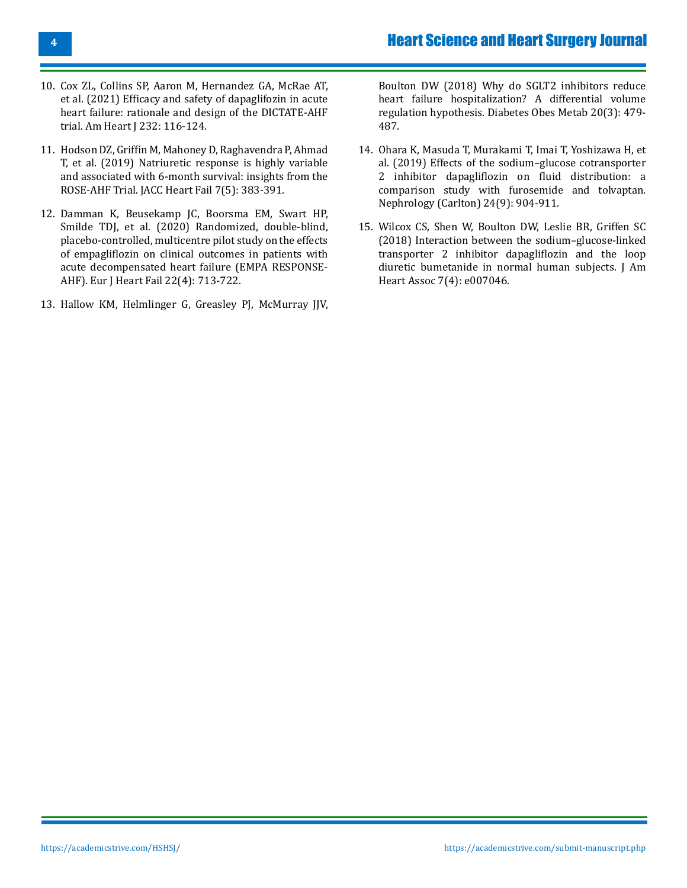10. Cox ZL, Collins SP, Aaron M, Hernandez GA, McRae AT, et al. (2021) Efficacy and safety of dapaglifozin in acute heart failure: rationale and design of the DICTATE-AHF trial. Am Heart J 232: 116-124.

11. Hodson DZ, Griffin M, Mahoney D, Raghavendra P, Ahmad T, et al. (2019) Natriuretic response is highly variable and associated with 6-month survival: insights from the ROSE-AHF Trial. JACC Heart Fail 7(5): 383-391.

12. Damman K, Beusekamp JC, Boorsma EM, Swart HP, Smilde TDJ, et al. (2020) Randomized, double-blind, placebo-controlled, multicentre pilot study on the effects of empagliflozin on clinical outcomes in patients with acute decompensated heart failure (EMPA RESPONSE-AHF). Eur J Heart Fail 22(4): 713-722.

13. Hallow KM, Helmlinger G, Greasley PJ, McMurray JJV, Boulton DW (2018) Why do SGLT2 inhibitors reduce heart failure hospitalization? A differential volume regulation hypothesis. Diabetes Obes Metab 20(3): 479-487.

14. Ohara K, Masuda T, Murakami T, Imai T, Yoshizawa H, et al. (2019) Effects of the sodium–glucose cotransporter 2 inhibitor dapagliflozin on fluid distribution: a comparison study with furosemide and tolvaptan. Nephrology (Carlton) 24(9): 904-911.

15. Wilcox CS, Shen W, Boulton DW, Leslie BR, Griffen SC (2018) Interaction between the sodium–glucose-linked transporter 2 inhibitor dapagliflozin and the loop diuretic bumetanide in normal human subjects. J Am Heart Assoc 7(4): e007046.